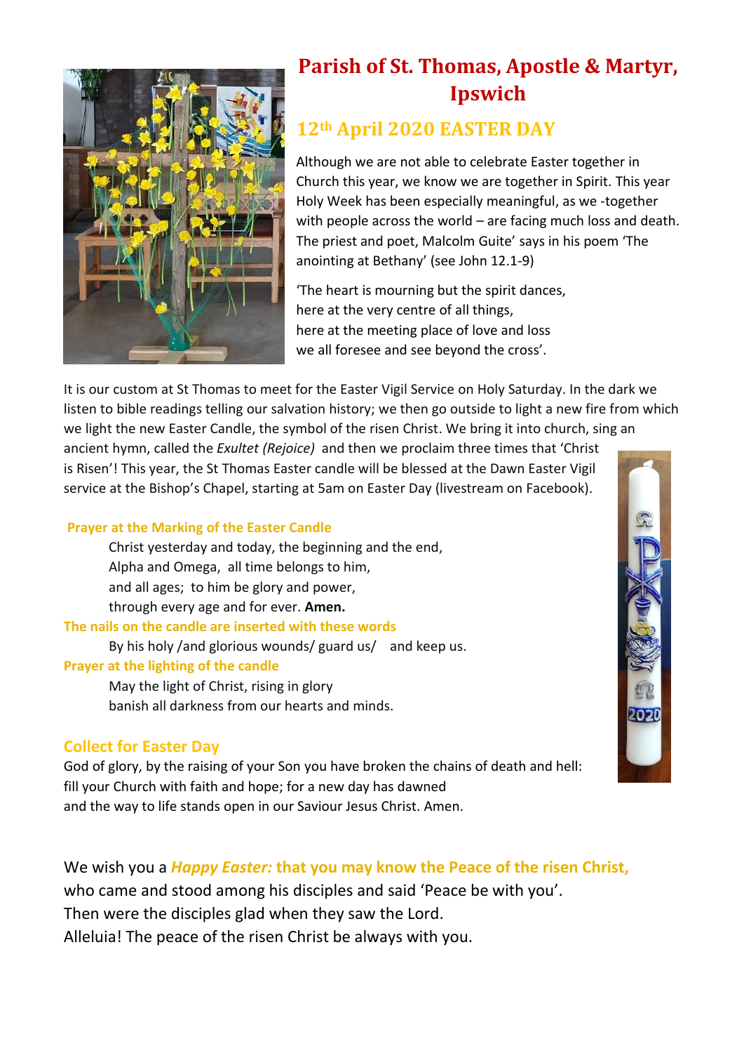# Parish of St. Thomas, Apostle & Martyr, Ipswich

## 12th April 2020 EASTER DAY

Although we are not able to celebrate Easter together in Church this year, we know we are together in Spirit. This year Holy Week has been especially meaningful, as we -together with people across the world – are facing much loss and death. The priest and poet, Malcolm Guite' says in his poem 'The anointing at Bethany' (see John 12.1-9)

'The heart is mourning but the spirit dances,
here at the very centre of all things,
here at the meeting place of love and loss
we all foresee and see beyond the cross'.

It is our custom at St Thomas to meet for the Easter Vigil Service on Holy Saturday. In the dark we listen to bible readings telling our salvation history; we then go outside to light a new fire from which we light the new Easter Candle, the symbol of the risen Christ. We bring it into church, sing an ancient hymn, called the *Exultet (Rejoice)* and then we proclaim three times that 'Christ is Risen'! This year, the St Thomas Easter candle will be blessed at the Dawn Easter Vigil service at the Bishop's Chapel, starting at 5am on Easter Day (livestream on Facebook).

**Prayer at the Marking of the Easter Candle**

Christ yesterday and today, the beginning and the end,
Alpha and Omega, all time belongs to him,
and all ages; to him be glory and power,
through every age and for ever. **Amen.**

**The nails on the candle are inserted with these words**

By his holy /and glorious wounds/ guard us/ and keep us.

**Prayer at the lighting of the candle**

May the light of Christ, rising in glory
banish all darkness from our hearts and minds.

### Collect for Easter Day

God of glory, by the raising of your Son you have broken the chains of death and hell:
fill your Church with faith and hope; for a new day has dawned
and the way to life stands open in our Saviour Jesus Christ. Amen.

We wish you a ***Happy Easter:*** **that you may know the Peace of the risen Christ,**
who came and stood among his disciples and said 'Peace be with you'.
Then were the disciples glad when they saw the Lord.
Alleluia! The peace of the risen Christ be always with you.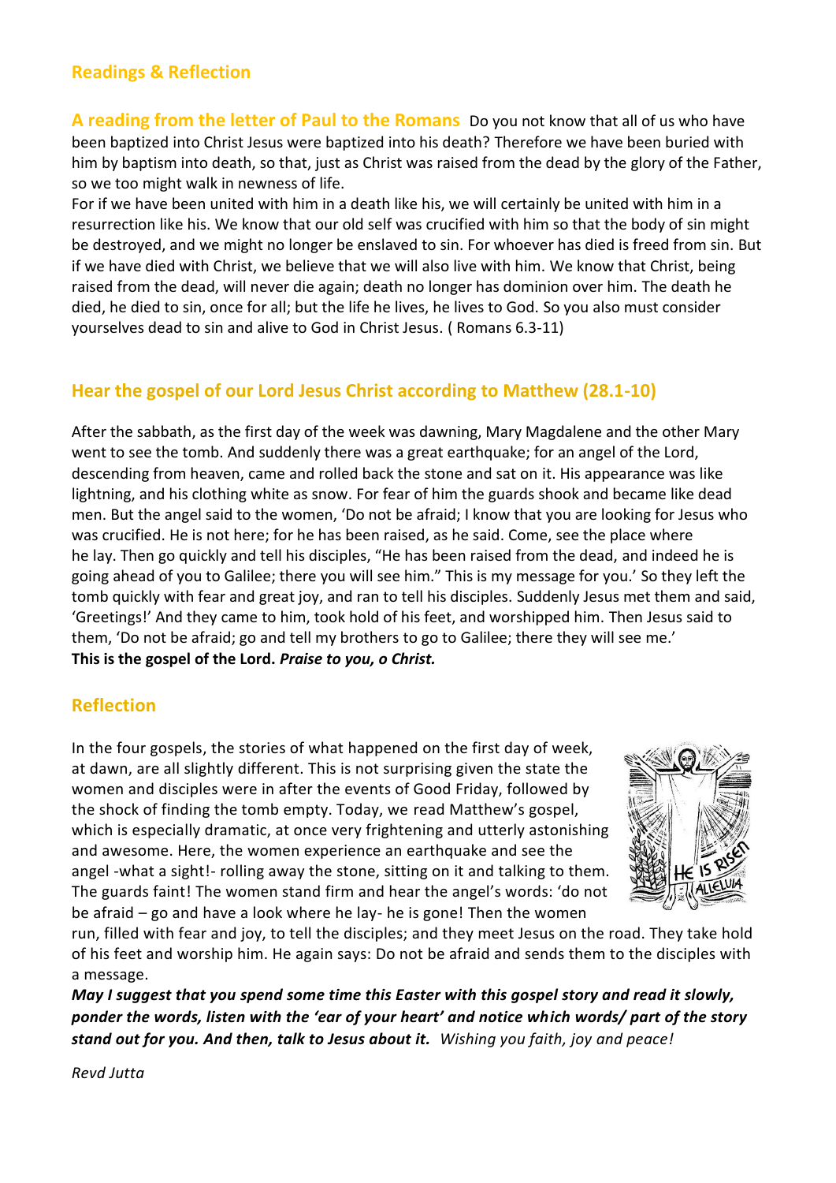## Readings & Reflection

**A reading from the letter of Paul to the Romans** Do you not know that all of us who have been baptized into Christ Jesus were baptized into his death? Therefore we have been buried with him by baptism into death, so that, just as Christ was raised from the dead by the glory of the Father, so we too might walk in newness of life.
For if we have been united with him in a death like his, we will certainly be united with him in a resurrection like his. We know that our old self was crucified with him so that the body of sin might be destroyed, and we might no longer be enslaved to sin. For whoever has died is freed from sin. But if we have died with Christ, we believe that we will also live with him. We know that Christ, being raised from the dead, will never die again; death no longer has dominion over him. The death he died, he died to sin, once for all; but the life he lives, he lives to God. So you also must consider yourselves dead to sin and alive to God in Christ Jesus. ( Romans 6.3-11)

## Hear the gospel of our Lord Jesus Christ according to Matthew (28.1-10)

After the sabbath, as the first day of the week was dawning, Mary Magdalene and the other Mary went to see the tomb. And suddenly there was a great earthquake; for an angel of the Lord, descending from heaven, came and rolled back the stone and sat on it. His appearance was like lightning, and his clothing white as snow. For fear of him the guards shook and became like dead men. But the angel said to the women, 'Do not be afraid; I know that you are looking for Jesus who was crucified. He is not here; for he has been raised, as he said. Come, see the place where he lay. Then go quickly and tell his disciples, "He has been raised from the dead, and indeed he is going ahead of you to Galilee; there you will see him." This is my message for you.' So they left the tomb quickly with fear and great joy, and ran to tell his disciples. Suddenly Jesus met them and said, 'Greetings!' And they came to him, took hold of his feet, and worshipped him. Then Jesus said to them, 'Do not be afraid; go and tell my brothers to go to Galilee; there they will see me.'
**This is the gospel of the Lord.** ***Praise to you, o Christ.***

## Reflection

In the four gospels, the stories of what happened on the first day of week, at dawn, are all slightly different. This is not surprising given the state the women and disciples were in after the events of Good Friday, followed by the shock of finding the tomb empty. Today, we read Matthew's gospel, which is especially dramatic, at once very frightening and utterly astonishing and awesome. Here, the women experience an earthquake and see the angel -what a sight!- rolling away the stone, sitting on it and talking to them. The guards faint! The women stand firm and hear the angel's words: 'do not be afraid – go and have a look where he lay- he is gone! Then the women run, filled with fear and joy, to tell the disciples; and they meet Jesus on the road. They take hold of his feet and worship him. He again says: Do not be afraid and sends them to the disciples with a message.

***May I suggest that you spend some time this Easter with this gospel story and read it slowly, ponder the words, listen with the 'ear of your heart' and notice which words/ part of the story stand out for you. And then, talk to Jesus about it.*** *Wishing you faith, joy and peace!*

*Revd Jutta*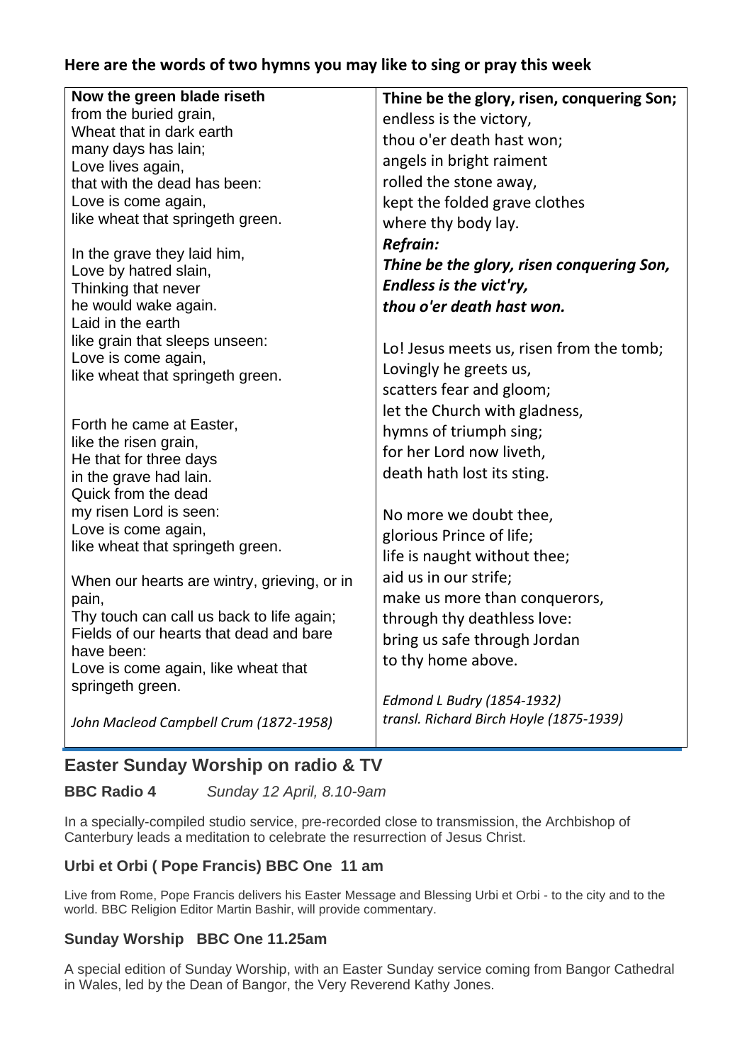**Here are the words of two hymns you may like to sing or pray this week**

**Now the green blade riseth**
from the buried grain,
Wheat that in dark earth
many days has lain;
Love lives again,
that with the dead has been:
Love is come again,
like wheat that springeth green.

In the grave they laid him,
Love by hatred slain,
Thinking that never
he would wake again.
Laid in the earth
like grain that sleeps unseen:
Love is come again,
like wheat that springeth green.

Forth he came at Easter,
like the risen grain,
He that for three days
in the grave had lain.
Quick from the dead
my risen Lord is seen:
Love is come again,
like wheat that springeth green.

When our hearts are wintry, grieving, or in pain,
Thy touch can call us back to life again;
Fields of our hearts that dead and bare have been:
Love is come again, like wheat that springeth green.

*John Macleod Campbell Crum (1872-1958)*

**Thine be the glory, risen, conquering Son;**
endless is the victory,
thou o'er death hast won;
angels in bright raiment
rolled the stone away,
kept the folded grave clothes
where thy body lay.

***Refrain:***
***Thine be the glory, risen conquering Son,***
***Endless is the vict'ry,***
***thou o'er death hast won.***

Lo! Jesus meets us, risen from the tomb;
Lovingly he greets us,
scatters fear and gloom;
let the Church with gladness,
hymns of triumph sing;
for her Lord now liveth,
death hath lost its sting.

No more we doubt thee,
glorious Prince of life;
life is naught without thee;
aid us in our strife;
make us more than conquerors,
through thy deathless love:
bring us safe through Jordan
to thy home above.

*Edmond L Budry (1854-1932)*
*transl. Richard Birch Hoyle (1875-1939)*

## Easter Sunday Worship on radio & TV

**BBC Radio 4** *Sunday 12 April, 8.10-9am*

In a specially-compiled studio service, pre-recorded close to transmission, the Archbishop of Canterbury leads a meditation to celebrate the resurrection of Jesus Christ.

### Urbi et Orbi ( Pope Francis) BBC One 11 am

Live from Rome, Pope Francis delivers his Easter Message and Blessing Urbi et Orbi - to the city and to the world. BBC Religion Editor Martin Bashir, will provide commentary.

### Sunday Worship BBC One 11.25am

A special edition of Sunday Worship, with an Easter Sunday service coming from Bangor Cathedral in Wales, led by the Dean of Bangor, the Very Reverend Kathy Jones.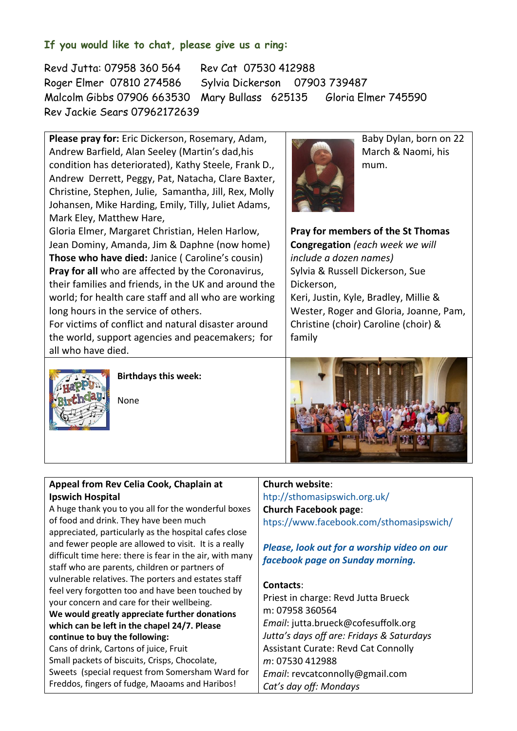**If you would like to chat, please give us a ring:**

Revd Jutta: 07958 360 564 Rev Cat 07530 412988
Roger Elmer 07810 274586 Sylvia Dickerson 07903 739487
Malcolm Gibbs 07906 663530 Mary Bullass 625135 Gloria Elmer 745590
Rev Jackie Sears 07962172639

**Please pray for:** Eric Dickerson, Rosemary, Adam, Andrew Barfield, Alan Seeley (Martin's dad,his condition has deteriorated), Kathy Steele, Frank D., Andrew Derrett, Peggy, Pat, Natacha, Clare Baxter, Christine, Stephen, Julie, Samantha, Jill, Rex, Molly Johansen, Mike Harding, Emily, Tilly, Juliet Adams, Mark Eley, Matthew Hare,
Gloria Elmer, Margaret Christian, Helen Harlow, Jean Dominy, Amanda, Jim & Daphne (now home)

**Those who have died:** Janice ( Caroline's cousin)

**Pray for all** who are affected by the Coronavirus, their families and friends, in the UK and around the world; for health care staff and all who are working long hours in the service of others.

For victims of conflict and natural disaster around the world, support agencies and peacemakers; for all who have died.

Baby Dylan, born on 22 March & Naomi, his mum.

**Pray for members of the St Thomas Congregation** *(each week we will include a dozen names)*
Sylvia & Russell Dickerson, Sue Dickerson,
Keri, Justin, Kyle, Bradley, Millie & Wester, Roger and Gloria, Joanne, Pam, Christine (choir) Caroline (choir) & family

**Birthdays this week:**

None

**Appeal from Rev Celia Cook, Chaplain at Ipswich Hospital**

A huge thank you to you all for the wonderful boxes of food and drink. They have been much appreciated, particularly as the hospital cafes close and fewer people are allowed to visit. It is a really difficult time here: there is fear in the air, with many staff who are parents, children or partners of vulnerable relatives. The porters and estates staff feel very forgotten too and have been touched by your concern and care for their wellbeing.

**We would greatly appreciate further donations which can be left in the chapel 24/7. Please continue to buy the following:**

Cans of drink, Cartons of juice, Fruit
Small packets of biscuits, Crisps, Chocolate,
Sweets (special request from Somersham Ward for Freddos, fingers of fudge, Maoams and Haribos!

**Church website**:
http://sthomasipswich.org.uk/

**Church Facebook page**:
https://www.facebook.com/sthomasipswich/

***Please, look out for a worship video on our facebook page on Sunday morning.***

**Contacts**:
Priest in charge: Revd Jutta Brueck
m: 07958 360564
*Email*: jutta.brueck@cofesuffolk.org
*Jutta's days off are: Fridays & Saturdays*
Assistant Curate: Revd Cat Connolly
*m*: 07530 412988
*Email*: revcatconnolly@gmail.com
*Cat's day off: Mondays*